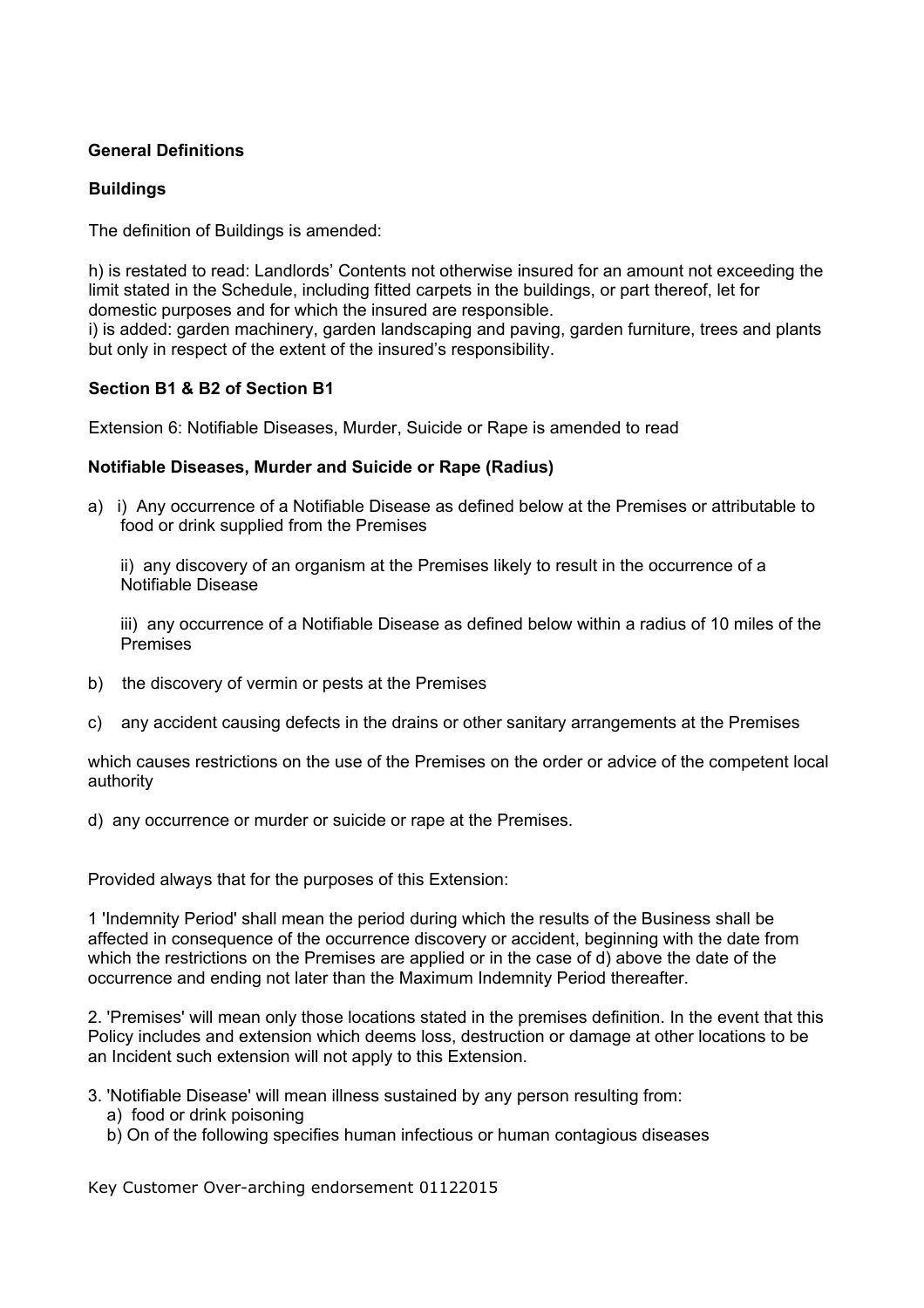**General Definitions**

**Buildings**

The definition of Buildings is amended:

h) is restated to read: Landlords' Contents not otherwise insured for an amount not exceeding the limit stated in the Schedule, including fitted carpets in the buildings, or part thereof, let for domestic purposes and for which the insured are responsible.
i) is added: garden machinery, garden landscaping and paving, garden furniture, trees and plants but only in respect of the extent of the insured's responsibility.

**Section B1 & B2 of Section B1**

Extension 6: Notifiable Diseases, Murder, Suicide or Rape is amended to read

**Notifiable Diseases, Murder and Suicide or Rape (Radius)**

a) i) Any occurrence of a Notifiable Disease as defined below at the Premises or attributable to food or drink supplied from the Premises

   ii) any discovery of an organism at the Premises likely to result in the occurrence of a Notifiable Disease

   iii) any occurrence of a Notifiable Disease as defined below within a radius of 10 miles of the Premises

b) the discovery of vermin or pests at the Premises

c) any accident causing defects in the drains or other sanitary arrangements at the Premises

which causes restrictions on the use of the Premises on the order or advice of the competent local authority

d) any occurrence or murder or suicide or rape at the Premises.

Provided always that for the purposes of this Extension:

1 'Indemnity Period' shall mean the period during which the results of the Business shall be affected in consequence of the occurrence discovery or accident, beginning with the date from which the restrictions on the Premises are applied or in the case of d) above the date of the occurrence and ending not later than the Maximum Indemnity Period thereafter.

2. 'Premises' will mean only those locations stated in the premises definition. In the event that this Policy includes and extension which deems loss, destruction or damage at other locations to be an Incident such extension will not apply to this Extension.

3. 'Notifiable Disease' will mean illness sustained by any person resulting from:
   a) food or drink poisoning
   b) On of the following specifies human infectious or human contagious diseases

Key Customer Over-arching endorsement 01122015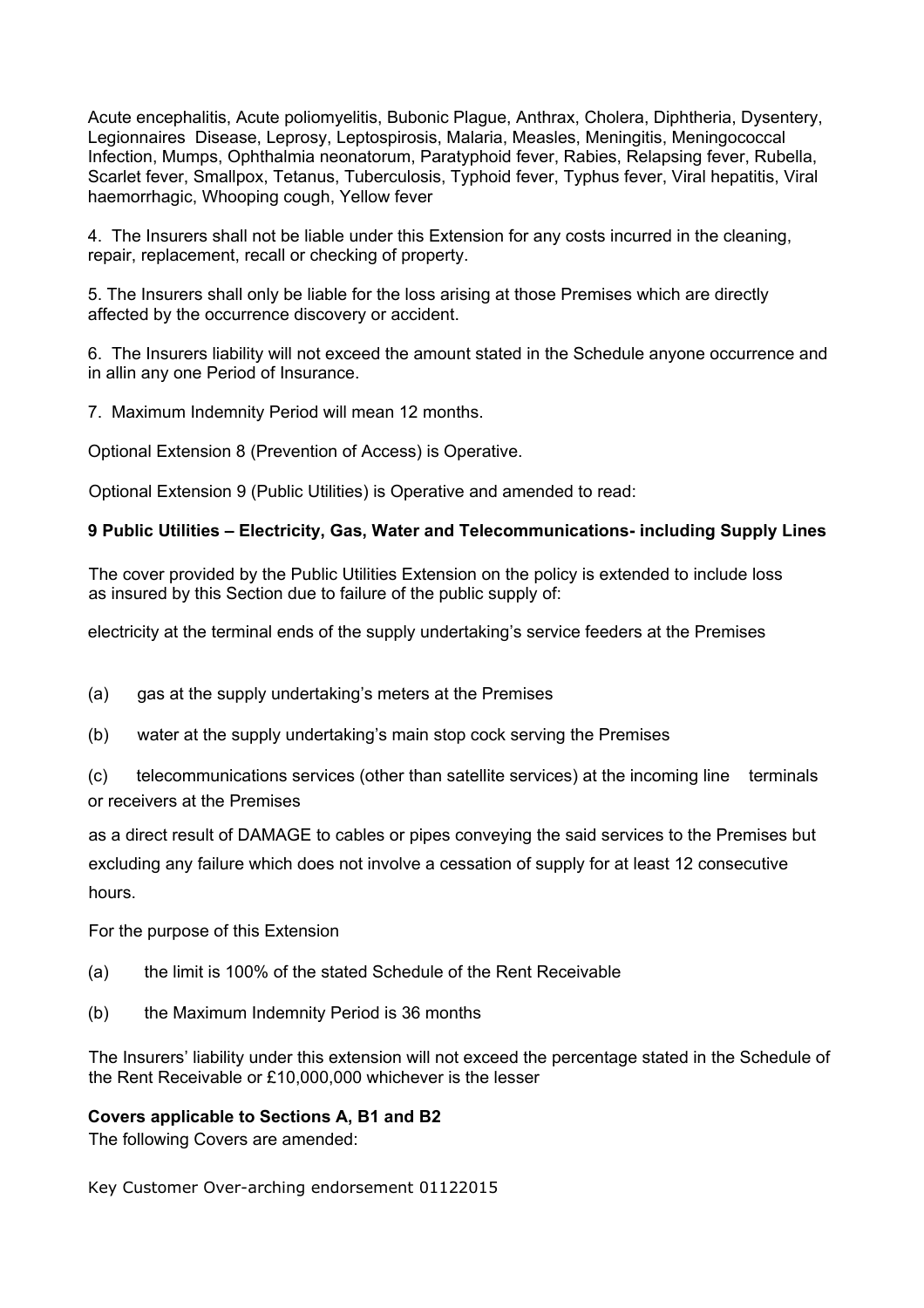Acute encephalitis, Acute poliomyelitis, Bubonic Plague, Anthrax, Cholera, Diphtheria, Dysentery, Legionnaires Disease, Leprosy, Leptospirosis, Malaria, Measles, Meningitis, Meningococcal Infection, Mumps, Ophthalmia neonatorum, Paratyphoid fever, Rabies, Relapsing fever, Rubella, Scarlet fever, Smallpox, Tetanus, Tuberculosis, Typhoid fever, Typhus fever, Viral hepatitis, Viral haemorrhagic, Whooping cough, Yellow fever

4. The Insurers shall not be liable under this Extension for any costs incurred in the cleaning, repair, replacement, recall or checking of property.

5. The Insurers shall only be liable for the loss arising at those Premises which are directly affected by the occurrence discovery or accident.

6. The Insurers liability will not exceed the amount stated in the Schedule anyone occurrence and in allin any one Period of Insurance.

7. Maximum Indemnity Period will mean 12 months.

Optional Extension 8 (Prevention of Access) is Operative.

Optional Extension 9 (Public Utilities) is Operative and amended to read:

**9 Public Utilities – Electricity, Gas, Water and Telecommunications- including Supply Lines**

The cover provided by the Public Utilities Extension on the policy is extended to include loss as insured by this Section due to failure of the public supply of:

electricity at the terminal ends of the supply undertaking's service feeders at the Premises

(a) gas at the supply undertaking's meters at the Premises

(b) water at the supply undertaking's main stop cock serving the Premises

(c) telecommunications services (other than satellite services) at the incoming line terminals or receivers at the Premises

as a direct result of DAMAGE to cables or pipes conveying the said services to the Premises but excluding any failure which does not involve a cessation of supply for at least 12 consecutive hours.

For the purpose of this Extension

(a) the limit is 100% of the stated Schedule of the Rent Receivable

(b) the Maximum Indemnity Period is 36 months

The Insurers' liability under this extension will not exceed the percentage stated in the Schedule of the Rent Receivable or £10,000,000 whichever is the lesser

**Covers applicable to Sections A, B1 and B2**

The following Covers are amended: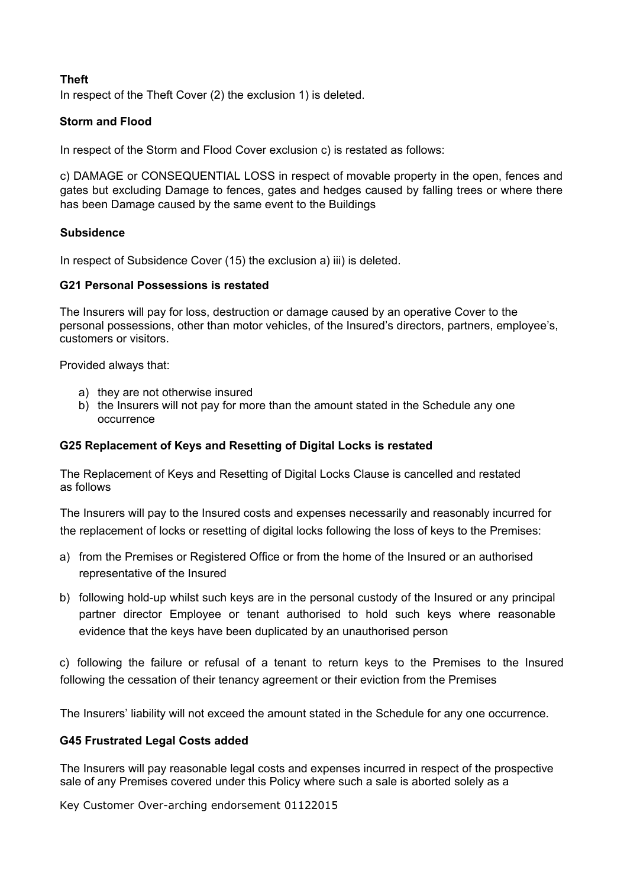**Theft**

In respect of the Theft Cover (2) the exclusion 1) is deleted.

**Storm and Flood**

In respect of the Storm and Flood Cover exclusion c) is restated as follows:

c) DAMAGE or CONSEQUENTIAL LOSS in respect of movable property in the open, fences and gates but excluding Damage to fences, gates and hedges caused by falling trees or where there has been Damage caused by the same event to the Buildings

**Subsidence**

In respect of Subsidence Cover (15) the exclusion a) iii) is deleted.

**G21 Personal Possessions is restated**

The Insurers will pay for loss, destruction or damage caused by an operative Cover to the personal possessions, other than motor vehicles, of the Insured's directors, partners, employee's, customers or visitors.

Provided always that:

a) they are not otherwise insured
b) the Insurers will not pay for more than the amount stated in the Schedule any one occurrence

**G25 Replacement of Keys and Resetting of Digital Locks is restated**

The Replacement of Keys and Resetting of Digital Locks Clause is cancelled and restated as follows

The Insurers will pay to the Insured costs and expenses necessarily and reasonably incurred for the replacement of locks or resetting of digital locks following the loss of keys to the Premises:

a) from the Premises or Registered Office or from the home of the Insured or an authorised representative of the Insured
b) following hold-up whilst such keys are in the personal custody of the Insured or any principal partner director Employee or tenant authorised to hold such keys where reasonable evidence that the keys have been duplicated by an unauthorised person

c) following the failure or refusal of a tenant to return keys to the Premises to the Insured following the cessation of their tenancy agreement or their eviction from the Premises

The Insurers' liability will not exceed the amount stated in the Schedule for any one occurrence.

**G45 Frustrated Legal Costs added**

The Insurers will pay reasonable legal costs and expenses incurred in respect of the prospective sale of any Premises covered under this Policy where such a sale is aborted solely as a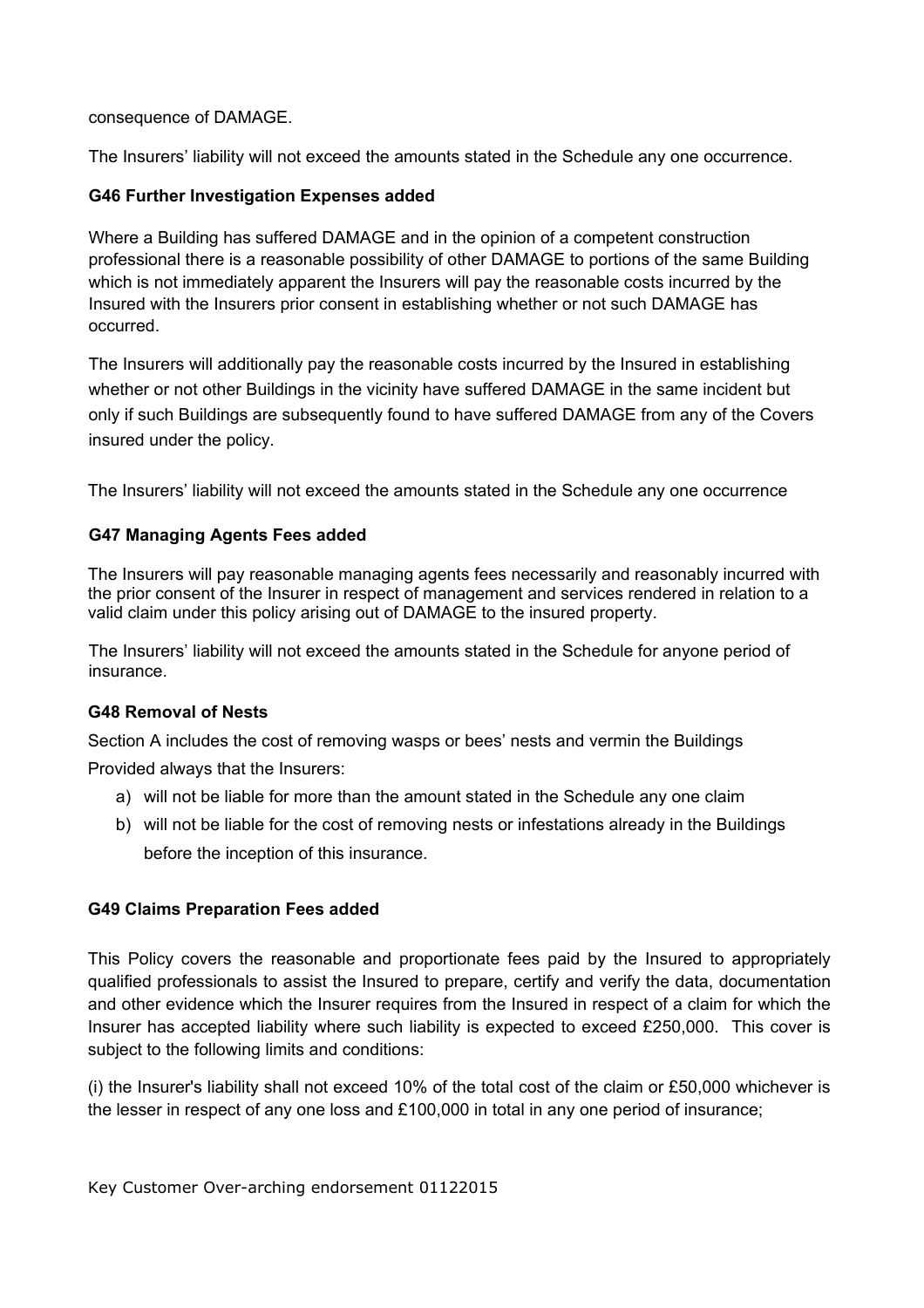consequence of DAMAGE.

The Insurers' liability will not exceed the amounts stated in the Schedule any one occurrence.

**G46 Further Investigation Expenses added**

Where a Building has suffered DAMAGE and in the opinion of a competent construction professional there is a reasonable possibility of other DAMAGE to portions of the same Building which is not immediately apparent the Insurers will pay the reasonable costs incurred by the Insured with the Insurers prior consent in establishing whether or not such DAMAGE has occurred.

The Insurers will additionally pay the reasonable costs incurred by the Insured in establishing whether or not other Buildings in the vicinity have suffered DAMAGE in the same incident but only if such Buildings are subsequently found to have suffered DAMAGE from any of the Covers insured under the policy.

The Insurers' liability will not exceed the amounts stated in the Schedule any one occurrence

**G47 Managing Agents Fees added**

The Insurers will pay reasonable managing agents fees necessarily and reasonably incurred with the prior consent of the Insurer in respect of management and services rendered in relation to a valid claim under this policy arising out of DAMAGE to the insured property.

The Insurers' liability will not exceed the amounts stated in the Schedule for anyone period of insurance.

**G48 Removal of Nests**

Section A includes the cost of removing wasps or bees' nests and vermin the Buildings

Provided always that the Insurers:

a) will not be liable for more than the amount stated in the Schedule any one claim
b) will not be liable for the cost of removing nests or infestations already in the Buildings before the inception of this insurance.

**G49 Claims Preparation Fees added**

This Policy covers the reasonable and proportionate fees paid by the Insured to appropriately qualified professionals to assist the Insured to prepare, certify and verify the data, documentation and other evidence which the Insurer requires from the Insured in respect of a claim for which the Insurer has accepted liability where such liability is expected to exceed £250,000. This cover is subject to the following limits and conditions:

(i) the Insurer's liability shall not exceed 10% of the total cost of the claim or £50,000 whichever is the lesser in respect of any one loss and £100,000 in total in any one period of insurance;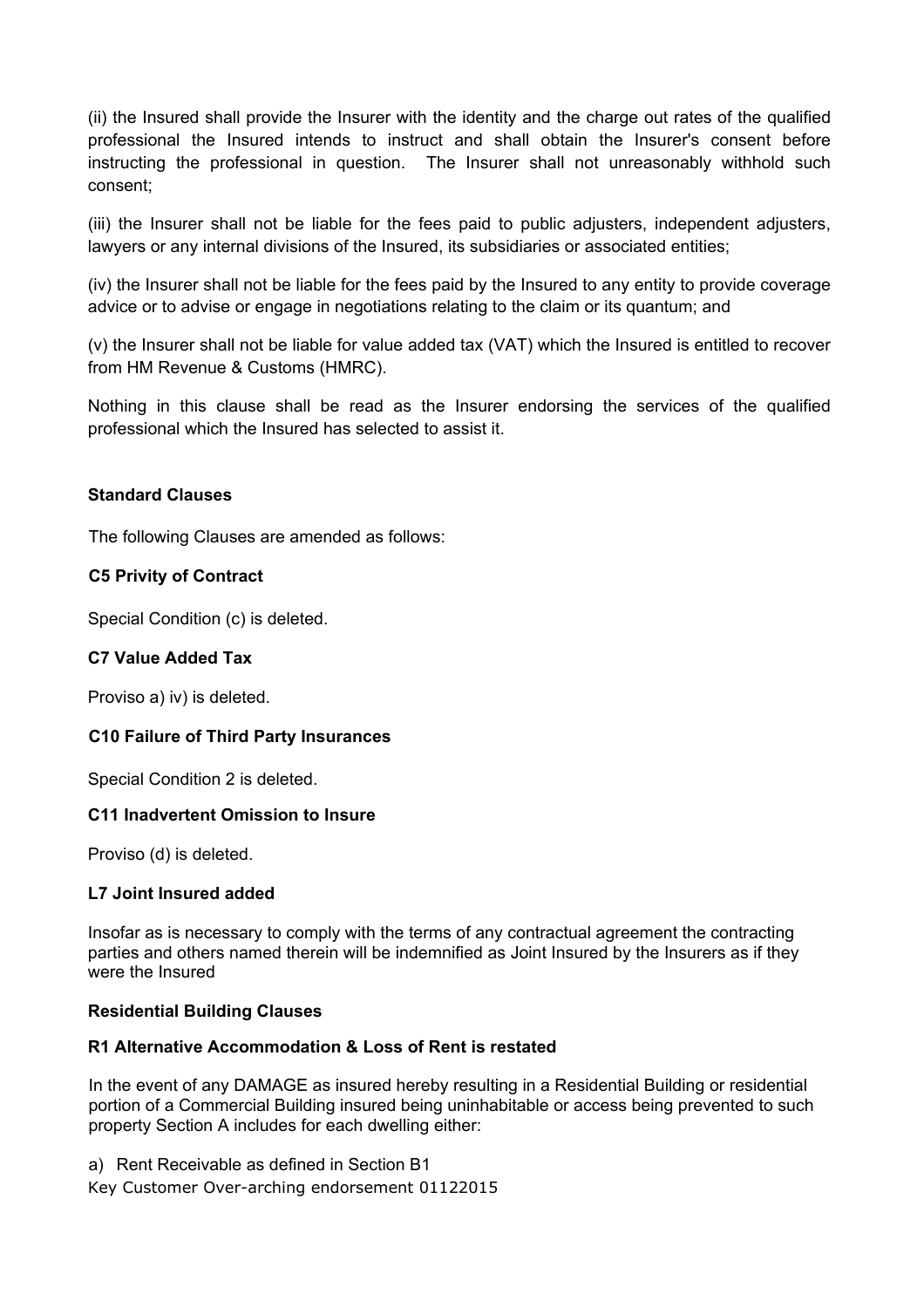(ii) the Insured shall provide the Insurer with the identity and the charge out rates of the qualified professional the Insured intends to instruct and shall obtain the Insurer's consent before instructing the professional in question. The Insurer shall not unreasonably withhold such consent;

(iii) the Insurer shall not be liable for the fees paid to public adjusters, independent adjusters, lawyers or any internal divisions of the Insured, its subsidiaries or associated entities;

(iv) the Insurer shall not be liable for the fees paid by the Insured to any entity to provide coverage advice or to advise or engage in negotiations relating to the claim or its quantum; and

(v) the Insurer shall not be liable for value added tax (VAT) which the Insured is entitled to recover from HM Revenue & Customs (HMRC).

Nothing in this clause shall be read as the Insurer endorsing the services of the qualified professional which the Insured has selected to assist it.

**Standard Clauses**

The following Clauses are amended as follows:

**C5 Privity of Contract**

Special Condition (c) is deleted.

**C7 Value Added Tax**

Proviso a) iv) is deleted.

**C10 Failure of Third Party Insurances**

Special Condition 2 is deleted.

**C11 Inadvertent Omission to Insure**

Proviso (d) is deleted.

**L7 Joint Insured added**

Insofar as is necessary to comply with the terms of any contractual agreement the contracting parties and others named therein will be indemnified as Joint Insured by the Insurers as if they were the Insured

**Residential Building Clauses**

**R1 Alternative Accommodation & Loss of Rent is restated**

In the event of any DAMAGE as insured hereby resulting in a Residential Building or residential portion of a Commercial Building insured being uninhabitable or access being prevented to such property Section A includes for each dwelling either:

a) Rent Receivable as defined in Section B1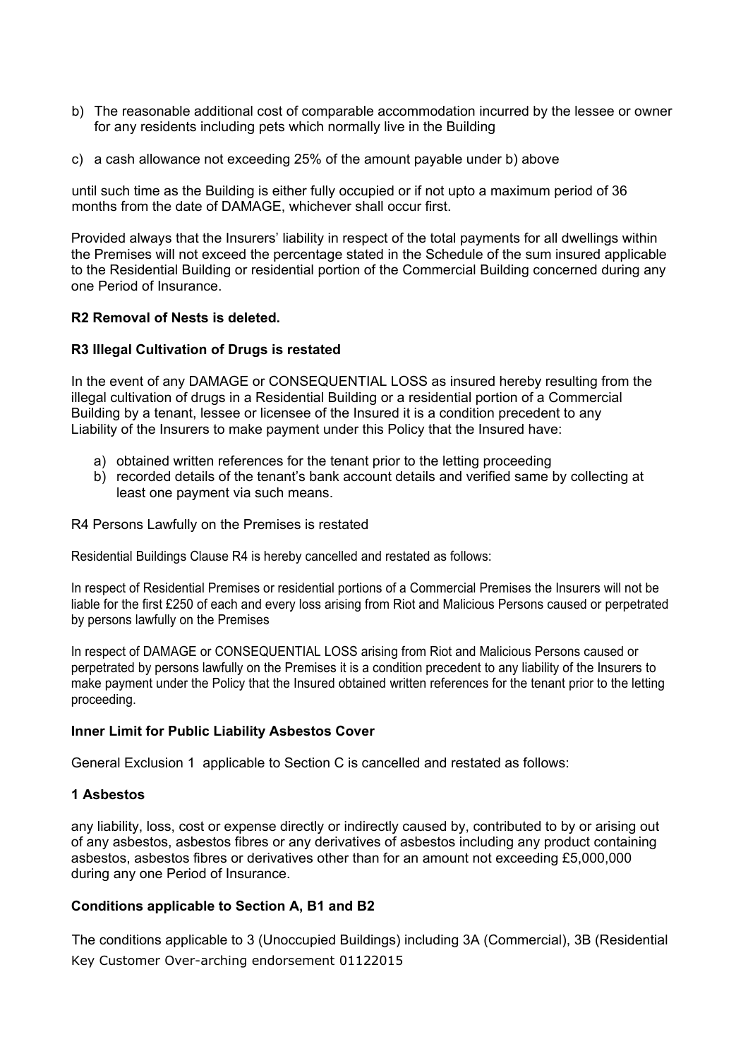b) The reasonable additional cost of comparable accommodation incurred by the lessee or owner for any residents including pets which normally live in the Building

c) a cash allowance not exceeding 25% of the amount payable under b) above

until such time as the Building is either fully occupied or if not upto a maximum period of 36 months from the date of DAMAGE, whichever shall occur first.

Provided always that the Insurers' liability in respect of the total payments for all dwellings within the Premises will not exceed the percentage stated in the Schedule of the sum insured applicable to the Residential Building or residential portion of the Commercial Building concerned during any one Period of Insurance.

**R2 Removal of Nests is deleted.**

**R3 Illegal Cultivation of Drugs is restated**

In the event of any DAMAGE or CONSEQUENTIAL LOSS as insured hereby resulting from the illegal cultivation of drugs in a Residential Building or a residential portion of a Commercial Building by a tenant, lessee or licensee of the Insured it is a condition precedent to any Liability of the Insurers to make payment under this Policy that the Insured have:

a) obtained written references for the tenant prior to the letting proceeding
b) recorded details of the tenant's bank account details and verified same by collecting at least one payment via such means.

R4 Persons Lawfully on the Premises is restated

Residential Buildings Clause R4 is hereby cancelled and restated as follows:

In respect of Residential Premises or residential portions of a Commercial Premises the Insurers will not be liable for the first £250 of each and every loss arising from Riot and Malicious Persons caused or perpetrated by persons lawfully on the Premises

In respect of DAMAGE or CONSEQUENTIAL LOSS arising from Riot and Malicious Persons caused or perpetrated by persons lawfully on the Premises it is a condition precedent to any liability of the Insurers to make payment under the Policy that the Insured obtained written references for the tenant prior to the letting proceeding.

**Inner Limit for Public Liability Asbestos Cover**

General Exclusion 1 applicable to Section C is cancelled and restated as follows:

**1 Asbestos**

any liability, loss, cost or expense directly or indirectly caused by, contributed to by or arising out of any asbestos, asbestos fibres or any derivatives of asbestos including any product containing asbestos, asbestos fibres or derivatives other than for an amount not exceeding £5,000,000 during any one Period of Insurance.

**Conditions applicable to Section A, B1 and B2**

The conditions applicable to 3 (Unoccupied Buildings) including 3A (Commercial), 3B (Residential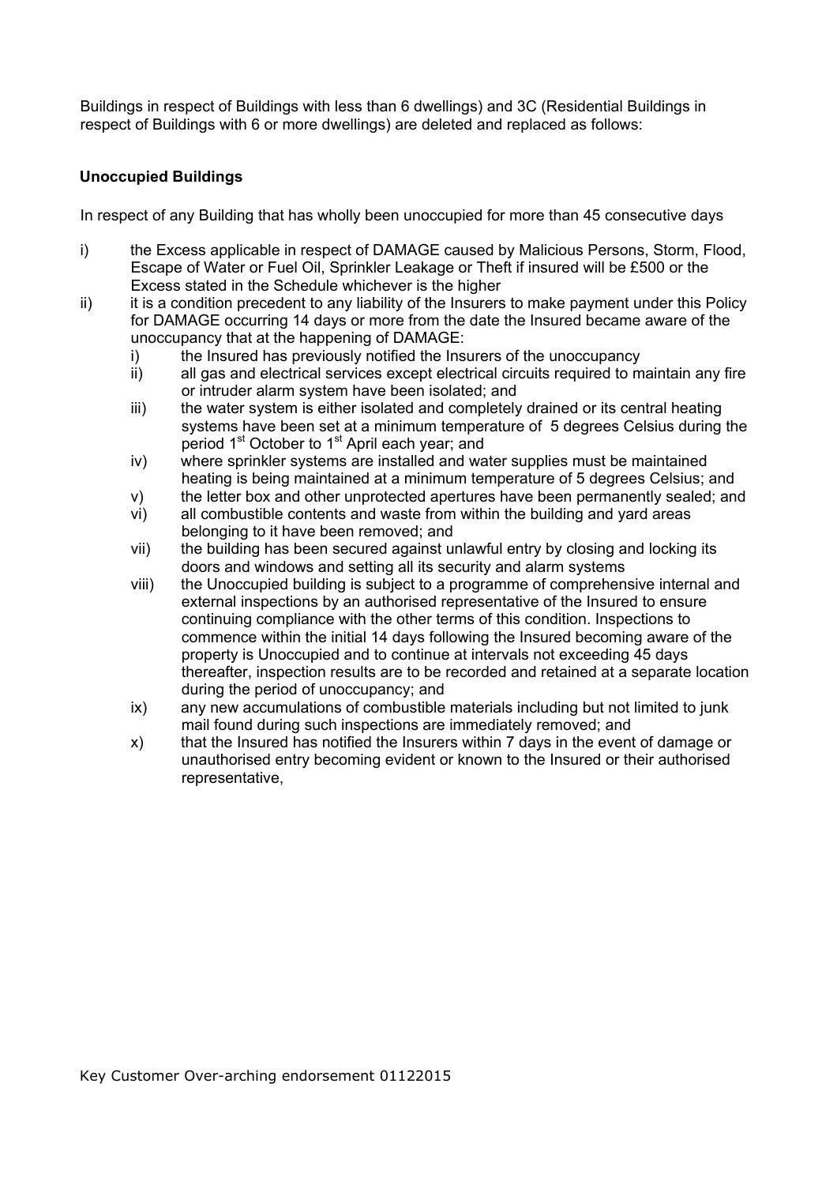Buildings in respect of Buildings with less than 6 dwellings) and 3C (Residential Buildings in respect of Buildings with 6 or more dwellings) are deleted and replaced as follows:

**Unoccupied Buildings**

In respect of any Building that has wholly been unoccupied for more than 45 consecutive days

i) the Excess applicable in respect of DAMAGE caused by Malicious Persons, Storm, Flood, Escape of Water or Fuel Oil, Sprinkler Leakage or Theft if insured will be £500 or the Excess stated in the Schedule whichever is the higher

ii) it is a condition precedent to any liability of the Insurers to make payment under this Policy for DAMAGE occurring 14 days or more from the date the Insured became aware of the unoccupancy that at the happening of DAMAGE:

   i) the Insured has previously notified the Insurers of the unoccupancy
   
   ii) all gas and electrical services except electrical circuits required to maintain any fire or intruder alarm system have been isolated; and
   
   iii) the water system is either isolated and completely drained or its central heating systems have been set at a minimum temperature of 5 degrees Celsius during the period 1st October to 1st April each year; and
   
   iv) where sprinkler systems are installed and water supplies must be maintained heating is being maintained at a minimum temperature of 5 degrees Celsius; and
   
   v) the letter box and other unprotected apertures have been permanently sealed; and
   
   vi) all combustible contents and waste from within the building and yard areas belonging to it have been removed; and
   
   vii) the building has been secured against unlawful entry by closing and locking its doors and windows and setting all its security and alarm systems
   
   viii) the Unoccupied building is subject to a programme of comprehensive internal and external inspections by an authorised representative of the Insured to ensure continuing compliance with the other terms of this condition. Inspections to commence within the initial 14 days following the Insured becoming aware of the property is Unoccupied and to continue at intervals not exceeding 45 days thereafter, inspection results are to be recorded and retained at a separate location during the period of unoccupancy; and
   
   ix) any new accumulations of combustible materials including but not limited to junk mail found during such inspections are immediately removed; and
   
   x) that the Insured has notified the Insurers within 7 days in the event of damage or unauthorised entry becoming evident or known to the Insured or their authorised representative,